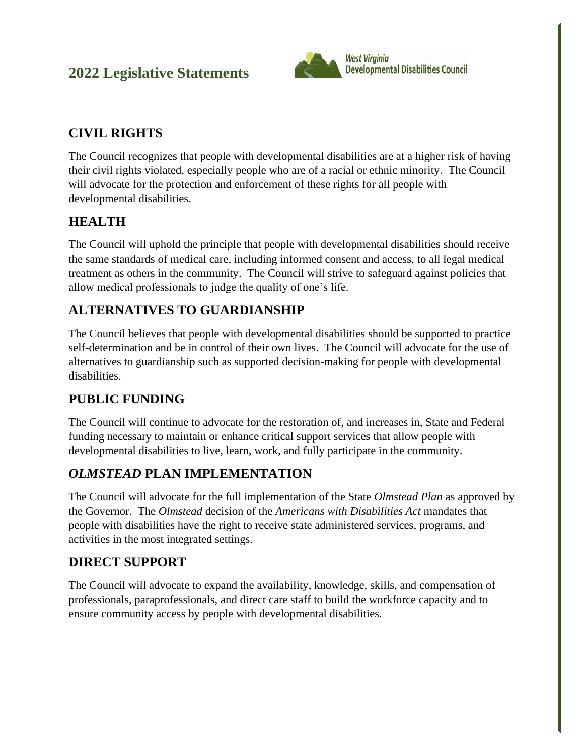# 2022 Legislative Statements

West Virginia Developmental Disabilities Council

## CIVIL RIGHTS

The Council recognizes that people with developmental disabilities are at a higher risk of having their civil rights violated, especially people who are of a racial or ethnic minority. The Council will advocate for the protection and enforcement of these rights for all people with developmental disabilities.

## HEALTH

The Council will uphold the principle that people with developmental disabilities should receive the same standards of medical care, including informed consent and access, to all legal medical treatment as others in the community. The Council will strive to safeguard against policies that allow medical professionals to judge the quality of one's life.

## ALTERNATIVES TO GUARDIANSHIP

The Council believes that people with developmental disabilities should be supported to practice self-determination and be in control of their own lives. The Council will advocate for the use of alternatives to guardianship such as supported decision-making for people with developmental disabilities.

## PUBLIC FUNDING

The Council will continue to advocate for the restoration of, and increases in, State and Federal funding necessary to maintain or enhance critical support services that allow people with developmental disabilities to live, learn, work, and fully participate in the community.

## *OLMSTEAD* PLAN IMPLEMENTATION

The Council will advocate for the full implementation of the State *Olmstead Plan* as approved by the Governor. The *Olmstead* decision of the *Americans with Disabilities Act* mandates that people with disabilities have the right to receive state administered services, programs, and activities in the most integrated settings.

## DIRECT SUPPORT

The Council will advocate to expand the availability, knowledge, skills, and compensation of professionals, paraprofessionals, and direct care staff to build the workforce capacity and to ensure community access by people with developmental disabilities.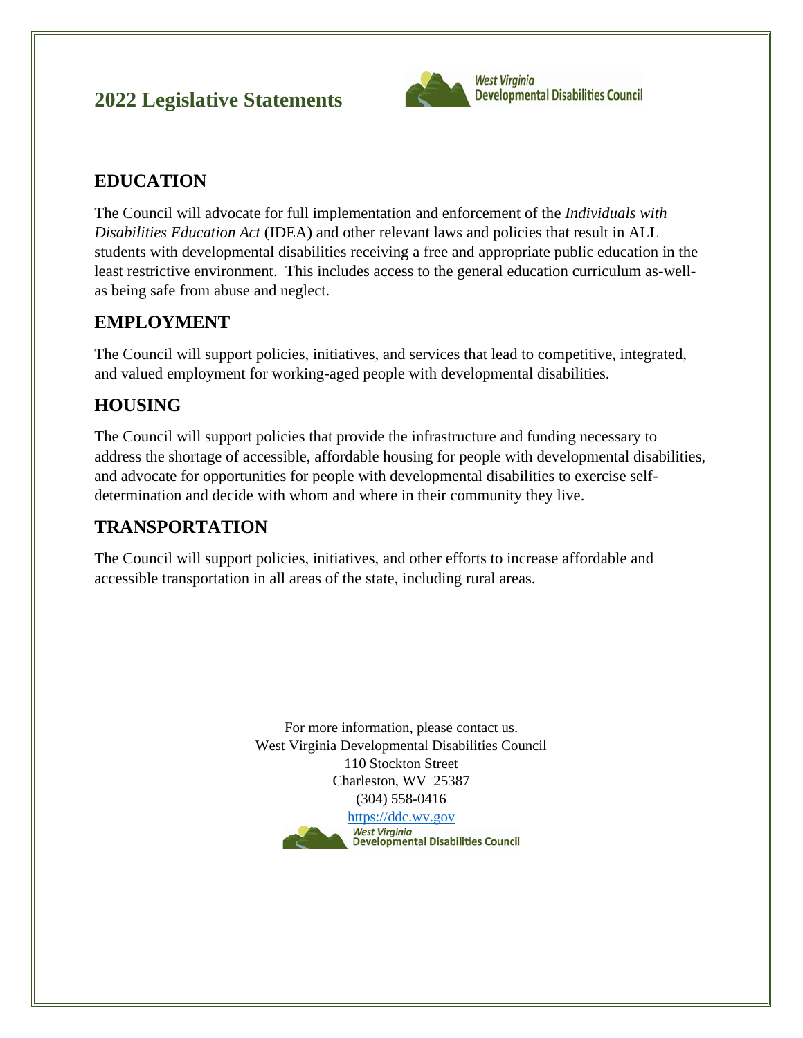## 2022 Legislative Statements

West Virginia Developmental Disabilities Council

### EDUCATION

The Council will advocate for full implementation and enforcement of the *Individuals with Disabilities Education Act* (IDEA) and other relevant laws and policies that result in ALL students with developmental disabilities receiving a free and appropriate public education in the least restrictive environment. This includes access to the general education curriculum as-well-as being safe from abuse and neglect.

### EMPLOYMENT

The Council will support policies, initiatives, and services that lead to competitive, integrated, and valued employment for working-aged people with developmental disabilities.

### HOUSING

The Council will support policies that provide the infrastructure and funding necessary to address the shortage of accessible, affordable housing for people with developmental disabilities, and advocate for opportunities for people with developmental disabilities to exercise self-determination and decide with whom and where in their community they live.

### TRANSPORTATION

The Council will support policies, initiatives, and other efforts to increase affordable and accessible transportation in all areas of the state, including rural areas.

For more information, please contact us.
West Virginia Developmental Disabilities Council
110 Stockton Street
Charleston, WV 25387
(304) 558-0416
https://ddc.wv.gov

West Virginia Developmental Disabilities Council